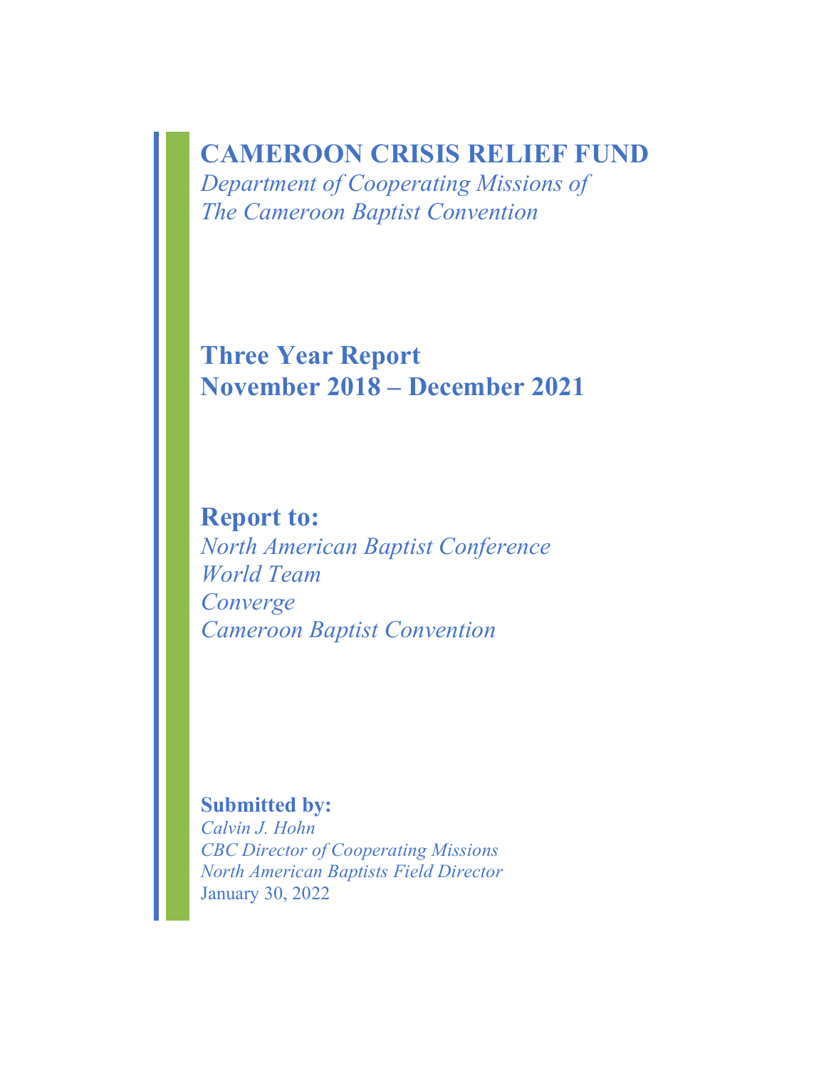# CAMEROON CRISIS RELIEF FUND

*Department of Cooperating Missions of*
*The Cameroon Baptist Convention*

## Three Year Report
## November 2018 – December 2021

## Report to:

*North American Baptist Conference*
*World Team*
*Converge*
*Cameroon Baptist Convention*

**Submitted by:**
*Calvin J. Hohn*
*CBC Director of Cooperating Missions*
*North American Baptists Field Director*
January 30, 2022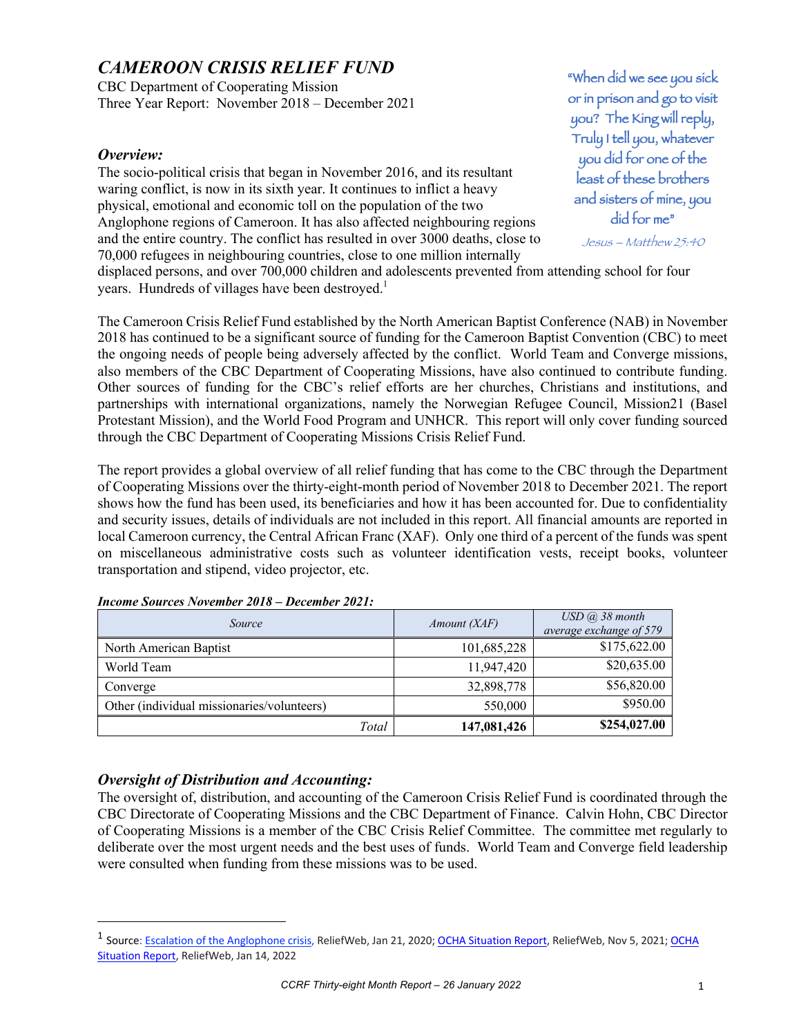# *CAMEROON CRISIS RELIEF FUND*

CBC Department of Cooperating Mission
Three Year Report: November 2018 – December 2021

"When did we see you sick or in prison and go to visit you? The King will reply, Truly I tell you, whatever you did for one of the least of these brothers and sisters of mine, you did for me"

*Jesus – Matthew 25:40*

### *Overview:*

The socio-political crisis that began in November 2016, and its resultant waring conflict, is now in its sixth year. It continues to inflict a heavy physical, emotional and economic toll on the population of the two Anglophone regions of Cameroon. It has also affected neighbouring regions and the entire country. The conflict has resulted in over 3000 deaths, close to 70,000 refugees in neighbouring countries, close to one million internally displaced persons, and over 700,000 children and adolescents prevented from attending school for four years. Hundreds of villages have been destroyed.[1]

The Cameroon Crisis Relief Fund established by the North American Baptist Conference (NAB) in November 2018 has continued to be a significant source of funding for the Cameroon Baptist Convention (CBC) to meet the ongoing needs of people being adversely affected by the conflict. World Team and Converge missions, also members of the CBC Department of Cooperating Missions, have also continued to contribute funding. Other sources of funding for the CBC's relief efforts are her churches, Christians and institutions, and partnerships with international organizations, namely the Norwegian Refugee Council, Mission21 (Basel Protestant Mission), and the World Food Program and UNHCR. This report will only cover funding sourced through the CBC Department of Cooperating Missions Crisis Relief Fund.

The report provides a global overview of all relief funding that has come to the CBC through the Department of Cooperating Missions over the thirty-eight-month period of November 2018 to December 2021. The report shows how the fund has been used, its beneficiaries and how it has been accounted for. Due to confidentiality and security issues, details of individuals are not included in this report. All financial amounts are reported in local Cameroon currency, the Central African Franc (XAF). Only one third of a percent of the funds was spent on miscellaneous administrative costs such as volunteer identification vests, receipt books, volunteer transportation and stipend, video projector, etc.

***Income Sources November 2018 – December 2021:***

| *Source* | *Amount (XAF)* | *USD @ 38 month average exchange of 579* |
|---|---|---|
| North American Baptist | 101,685,228 | $175,622.00 |
| World Team | 11,947,420 | $20,635.00 |
| Converge | 32,898,778 | $56,820.00 |
| Other (individual missionaries/volunteers) | 550,000 | $950.00 |
| *Total* | **147,081,426** | **$254,027.00** |

### *Oversight of Distribution and Accounting:*

The oversight of, distribution, and accounting of the Cameroon Crisis Relief Fund is coordinated through the CBC Directorate of Cooperating Missions and the CBC Department of Finance. Calvin Hohn, CBC Director of Cooperating Missions is a member of the CBC Crisis Relief Committee. The committee met regularly to deliberate over the most urgent needs and the best uses of funds. World Team and Converge field leadership were consulted when funding from these missions was to be used.

[1] Source: Escalation of the Anglophone crisis, ReliefWeb, Jan 21, 2020; OCHA Situation Report, ReliefWeb, Nov 5, 2021; OCHA Situation Report, ReliefWeb, Jan 14, 2022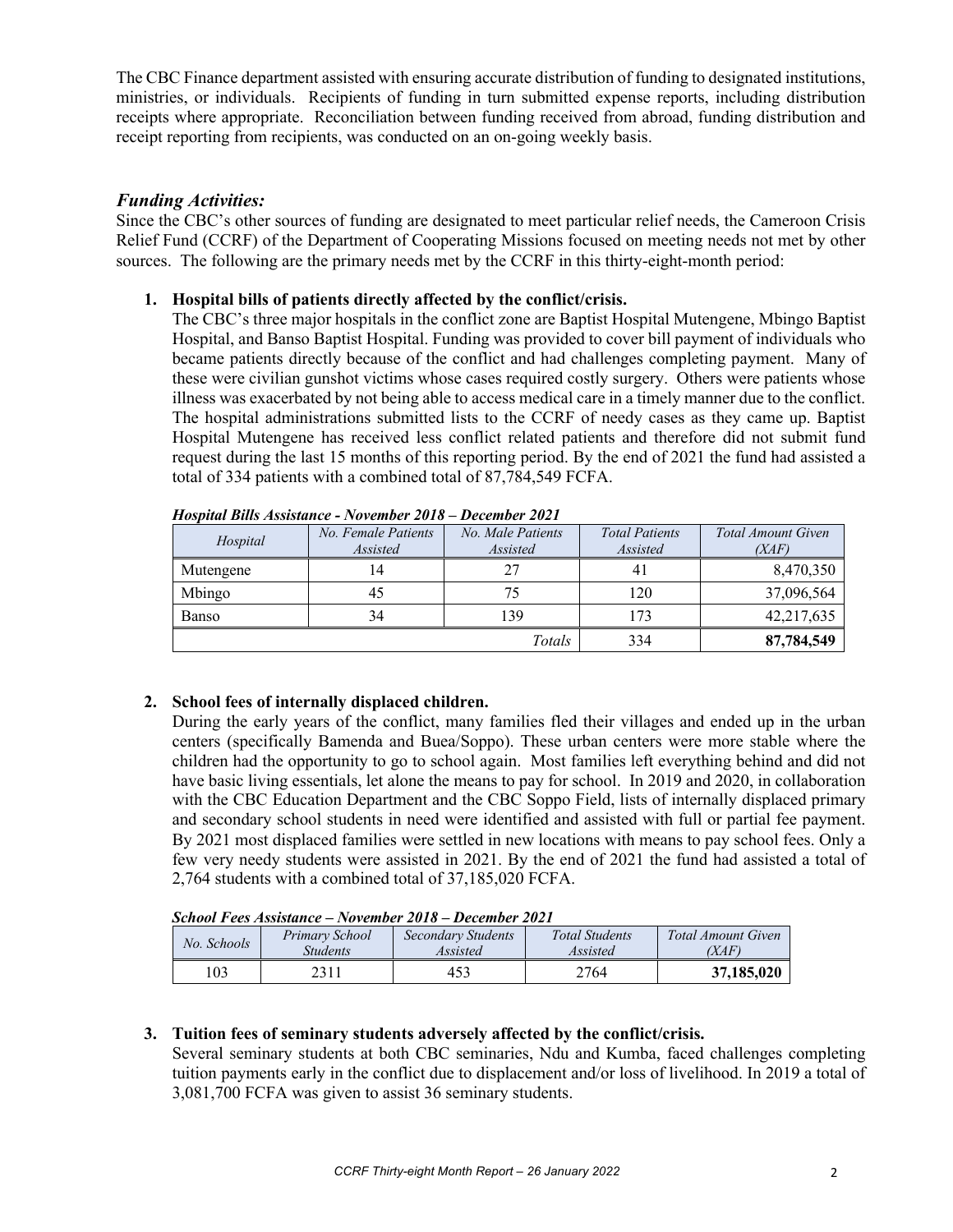The CBC Finance department assisted with ensuring accurate distribution of funding to designated institutions, ministries, or individuals. Recipients of funding in turn submitted expense reports, including distribution receipts where appropriate. Reconciliation between funding received from abroad, funding distribution and receipt reporting from recipients, was conducted on an on-going weekly basis.

### *Funding Activities:*

Since the CBC's other sources of funding are designated to meet particular relief needs, the Cameroon Crisis Relief Fund (CCRF) of the Department of Cooperating Missions focused on meeting needs not met by other sources. The following are the primary needs met by the CCRF in this thirty-eight-month period:

1. **Hospital bills of patients directly affected by the conflict/crisis.**

   The CBC's three major hospitals in the conflict zone are Baptist Hospital Mutengene, Mbingo Baptist Hospital, and Banso Baptist Hospital. Funding was provided to cover bill payment of individuals who became patients directly because of the conflict and had challenges completing payment. Many of these were civilian gunshot victims whose cases required costly surgery. Others were patients whose illness was exacerbated by not being able to access medical care in a timely manner due to the conflict. The hospital administrations submitted lists to the CCRF of needy cases as they came up. Baptist Hospital Mutengene has received less conflict related patients and therefore did not submit fund request during the last 15 months of this reporting period. By the end of 2021 the fund had assisted a total of 334 patients with a combined total of 87,784,549 FCFA.

***Hospital Bills Assistance - November 2018 – December 2021***

| *Hospital* | *No. Female Patients Assisted* | *No. Male Patients Assisted* | *Total Patients Assisted* | *Total Amount Given (XAF)* |
|---|---|---|---|---|
| Mutengene | 14 | 27 | 41 | 8,470,350 |
| Mbingo | 45 | 75 | 120 | 37,096,564 |
| Banso | 34 | 139 | 173 | 42,217,635 |
| | | *Totals* | 334 | **87,784,549** |

2. **School fees of internally displaced children.**

   During the early years of the conflict, many families fled their villages and ended up in the urban centers (specifically Bamenda and Buea/Soppo). These urban centers were more stable where the children had the opportunity to go to school again. Most families left everything behind and did not have basic living essentials, let alone the means to pay for school. In 2019 and 2020, in collaboration with the CBC Education Department and the CBC Soppo Field, lists of internally displaced primary and secondary school students in need were identified and assisted with full or partial fee payment. By 2021 most displaced families were settled in new locations with means to pay school fees. Only a few very needy students were assisted in 2021. By the end of 2021 the fund had assisted a total of 2,764 students with a combined total of 37,185,020 FCFA.

***School Fees Assistance – November 2018 – December 2021***

| *No. Schools* | *Primary School Students* | *Secondary Students Assisted* | *Total Students Assisted* | *Total Amount Given (XAF)* |
|---|---|---|---|---|
| 103 | 2311 | 453 | 2764 | **37,185,020** |

3. **Tuition fees of seminary students adversely affected by the conflict/crisis.**

   Several seminary students at both CBC seminaries, Ndu and Kumba, faced challenges completing tuition payments early in the conflict due to displacement and/or loss of livelihood. In 2019 a total of 3,081,700 FCFA was given to assist 36 seminary students.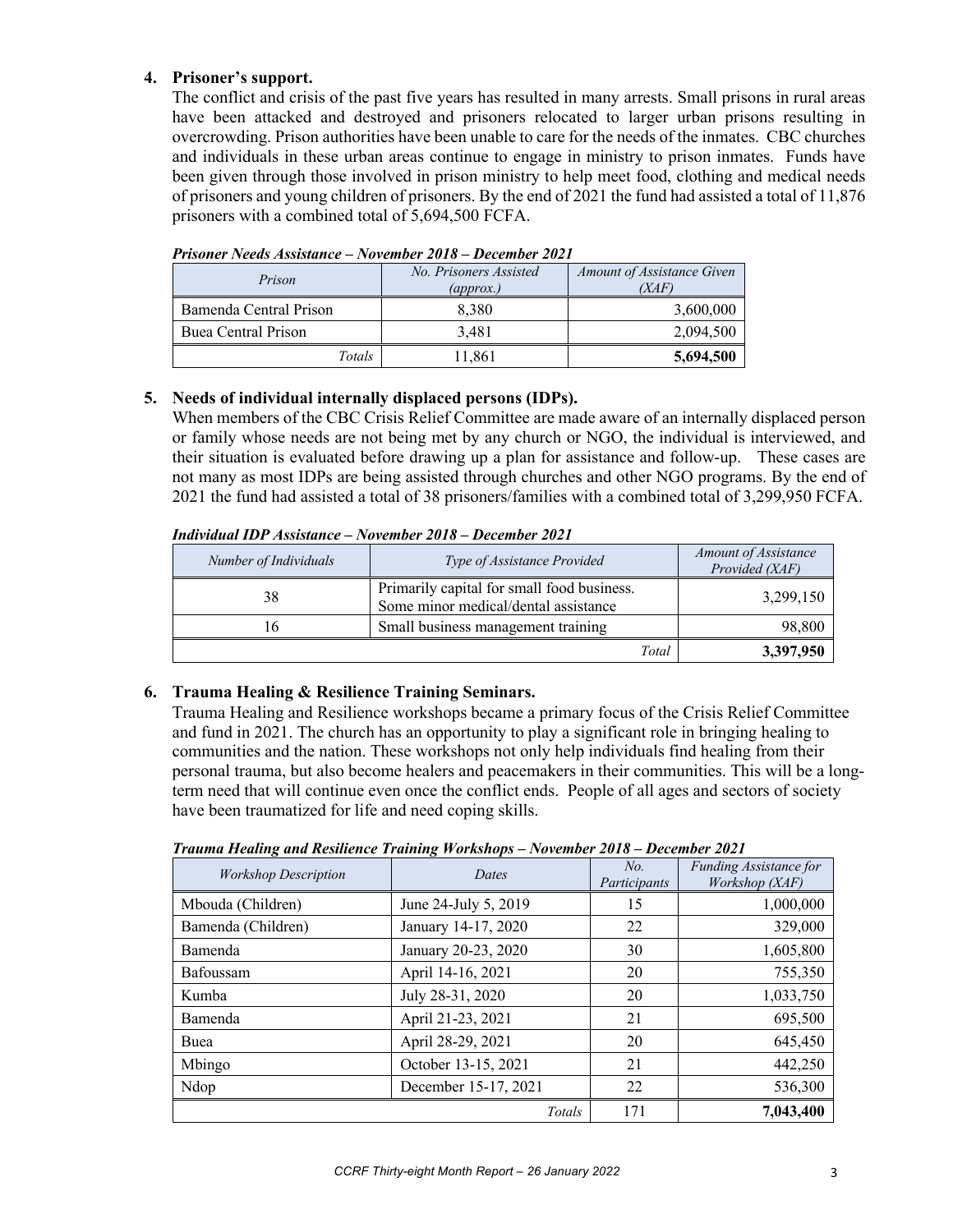4. **Prisoner's support.**
   The conflict and crisis of the past five years has resulted in many arrests. Small prisons in rural areas have been attacked and destroyed and prisoners relocated to larger urban prisons resulting in overcrowding. Prison authorities have been unable to care for the needs of the inmates. CBC churches and individuals in these urban areas continue to engage in ministry to prison inmates. Funds have been given through those involved in prison ministry to help meet food, clothing and medical needs of prisoners and young children of prisoners. By the end of 2021 the fund had assisted a total of 11,876 prisoners with a combined total of 5,694,500 FCFA.

***Prisoner Needs Assistance – November 2018 – December 2021***

| *Prison* | *No. Prisoners Assisted (approx.)* | *Amount of Assistance Given (XAF)* |
|---|---|---|
| Bamenda Central Prison | 8,380 | 3,600,000 |
| Buea Central Prison | 3,481 | 2,094,500 |
| *Totals* | 11,861 | **5,694,500** |

5. **Needs of individual internally displaced persons (IDPs).**
   When members of the CBC Crisis Relief Committee are made aware of an internally displaced person or family whose needs are not being met by any church or NGO, the individual is interviewed, and their situation is evaluated before drawing up a plan for assistance and follow-up. These cases are not many as most IDPs are being assisted through churches and other NGO programs. By the end of 2021 the fund had assisted a total of 38 prisoners/families with a combined total of 3,299,950 FCFA.

***Individual IDP Assistance – November 2018 – December 2021***

| *Number of Individuals* | *Type of Assistance Provided* | *Amount of Assistance Provided (XAF)* |
|---|---|---|
| 38 | Primarily capital for small food business. Some minor medical/dental assistance | 3,299,150 |
| 16 | Small business management training | 98,800 |
| | *Total* | **3,397,950** |

6. **Trauma Healing & Resilience Training Seminars.**
   Trauma Healing and Resilience workshops became a primary focus of the Crisis Relief Committee and fund in 2021. The church has an opportunity to play a significant role in bringing healing to communities and the nation. These workshops not only help individuals find healing from their personal trauma, but also become healers and peacemakers in their communities. This will be a long-term need that will continue even once the conflict ends. People of all ages and sectors of society have been traumatized for life and need coping skills.

***Trauma Healing and Resilience Training Workshops – November 2018 – December 2021***

| *Workshop Description* | *Dates* | *No. Participants* | *Funding Assistance for Workshop (XAF)* |
|---|---|---|---|
| Mbouda (Children) | June 24-July 5, 2019 | 15 | 1,000,000 |
| Bamenda (Children) | January 14-17, 2020 | 22 | 329,000 |
| Bamenda | January 20-23, 2020 | 30 | 1,605,800 |
| Bafoussam | April 14-16, 2021 | 20 | 755,350 |
| Kumba | July 28-31, 2020 | 20 | 1,033,750 |
| Bamenda | April 21-23, 2021 | 21 | 695,500 |
| Buea | April 28-29, 2021 | 20 | 645,450 |
| Mbingo | October 13-15, 2021 | 21 | 442,250 |
| Ndop | December 15-17, 2021 | 22 | 536,300 |
| | *Totals* | 171 | **7,043,400** |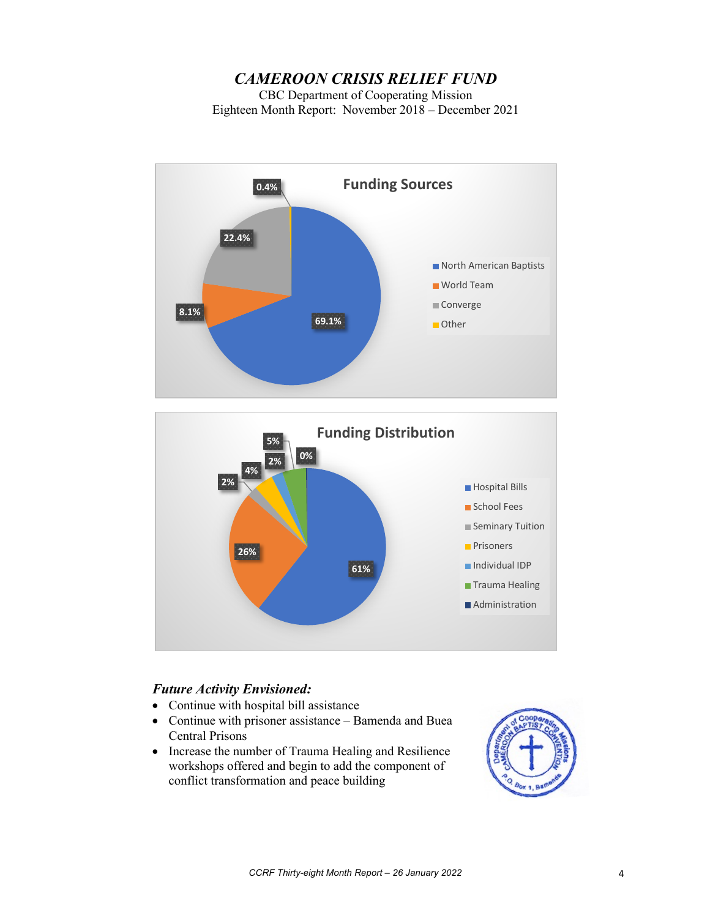# *CAMEROON CRISIS RELIEF FUND*

CBC Department of Cooperating Mission
Eighteen Month Report: November 2018 – December 2021

**Funding Sources**

0.4%
22.4%
8.1%
69.1%

North American Baptists
World Team
Converge
Other

**Funding Distribution**

5%
2%
0%
4%
2%
26%
61%

Hospital Bills
School Fees
Seminary Tuition
Prisoners
Individual IDP
Trauma Healing
Administration

### *Future Activity Envisioned:*

- Continue with hospital bill assistance
- Continue with prisoner assistance – Bamenda and Buea Central Prisons
- Increase the number of Trauma Healing and Resilience workshops offered and begin to add the component of conflict transformation and peace building

Department of Cooperating Missions CAMEROON BAPTIST CONVENTION P.O. Box 1, Bamenda